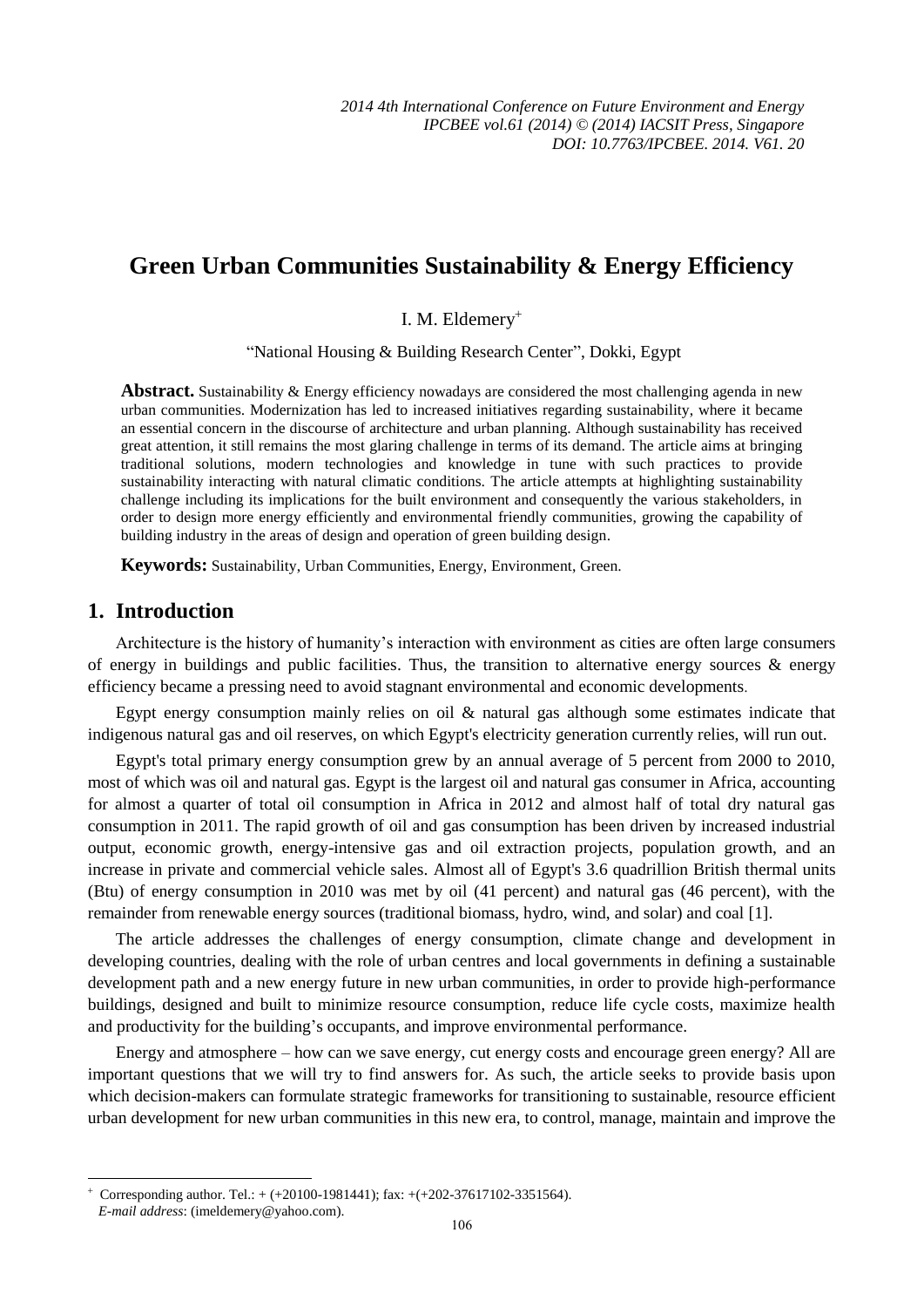# Green Urban Communities Sustainability & Energy Efficiency

I. M. Eldemery[+]

"National Housing & Building Research Center", Dokki, Egypt

**Abstract.** Sustainability & Energy efficiency nowadays are considered the most challenging agenda in new urban communities. Modernization has led to increased initiatives regarding sustainability, where it became an essential concern in the discourse of architecture and urban planning. Although sustainability has received great attention, it still remains the most glaring challenge in terms of its demand. The article aims at bringing traditional solutions, modern technologies and knowledge in tune with such practices to provide sustainability interacting with natural climatic conditions. The article attempts at highlighting sustainability challenge including its implications for the built environment and consequently the various stakeholders, in order to design more energy efficiently and environmental friendly communities, growing the capability of building industry in the areas of design and operation of green building design.

**Keywords:** Sustainability, Urban Communities, Energy, Environment, Green.

## 1. Introduction

Architecture is the history of humanity's interaction with environment as cities are often large consumers of energy in buildings and public facilities. Thus, the transition to alternative energy sources & energy efficiency became a pressing need to avoid stagnant environmental and economic developments.

Egypt energy consumption mainly relies on oil & natural gas although some estimates indicate that indigenous natural gas and oil reserves, on which Egypt's electricity generation currently relies, will run out.

Egypt's total primary energy consumption grew by an annual average of 5 percent from 2000 to 2010, most of which was oil and natural gas. Egypt is the largest oil and natural gas consumer in Africa, accounting for almost a quarter of total oil consumption in Africa in 2012 and almost half of total dry natural gas consumption in 2011. The rapid growth of oil and gas consumption has been driven by increased industrial output, economic growth, energy-intensive gas and oil extraction projects, population growth, and an increase in private and commercial vehicle sales. Almost all of Egypt's 3.6 quadrillion British thermal units (Btu) of energy consumption in 2010 was met by oil (41 percent) and natural gas (46 percent), with the remainder from renewable energy sources (traditional biomass, hydro, wind, and solar) and coal [1].

The article addresses the challenges of energy consumption, climate change and development in developing countries, dealing with the role of urban centres and local governments in defining a sustainable development path and a new energy future in new urban communities, in order to provide high-performance buildings, designed and built to minimize resource consumption, reduce life cycle costs, maximize health and productivity for the building's occupants, and improve environmental performance.

Energy and atmosphere – how can we save energy, cut energy costs and encourage green energy? All are important questions that we will try to find answers for. As such, the article seeks to provide basis upon which decision-makers can formulate strategic frameworks for transitioning to sustainable, resource efficient urban development for new urban communities in this new era, to control, manage, maintain and improve the

[+] Corresponding author. Tel.: + (+20100-1981441); fax: +(+202-37617102-3351564).
*E-mail address*: (imeldemery@yahoo.com).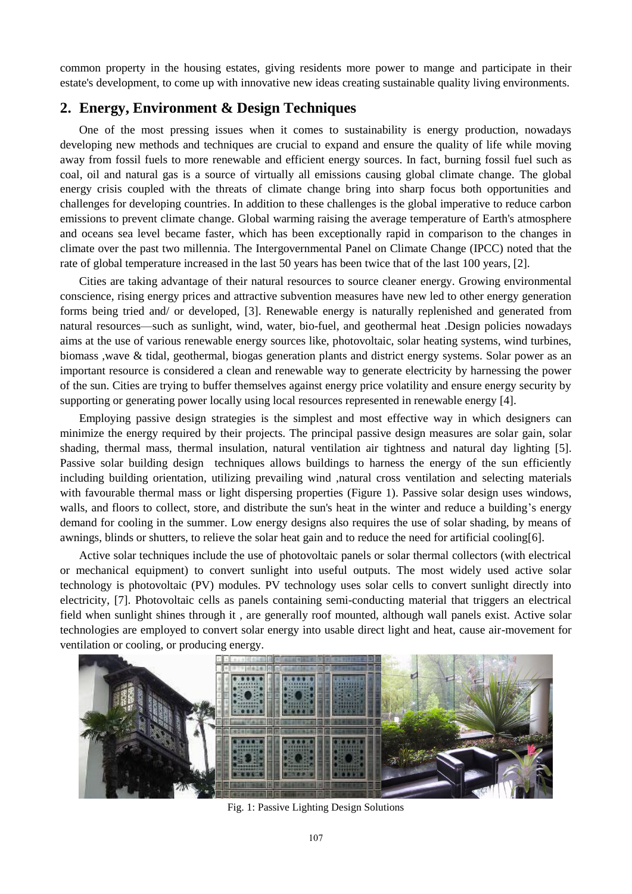common property in the housing estates, giving residents more power to mange and participate in their estate's development, to come up with innovative new ideas creating sustainable quality living environments.

## 2. Energy, Environment & Design Techniques

One of the most pressing issues when it comes to sustainability is energy production, nowadays developing new methods and techniques are crucial to expand and ensure the quality of life while moving away from fossil fuels to more renewable and efficient energy sources. In fact, burning fossil fuel such as coal, oil and natural gas is a source of virtually all emissions causing global climate change. The global energy crisis coupled with the threats of climate change bring into sharp focus both opportunities and challenges for developing countries. In addition to these challenges is the global imperative to reduce carbon emissions to prevent climate change. Global warming raising the average temperature of Earth's atmosphere and oceans sea level became faster, which has been exceptionally rapid in comparison to the changes in climate over the past two millennia. The Intergovernmental Panel on Climate Change (IPCC) noted that the rate of global temperature increased in the last 50 years has been twice that of the last 100 years, [2].

Cities are taking advantage of their natural resources to source cleaner energy. Growing environmental conscience, rising energy prices and attractive subvention measures have new led to other energy generation forms being tried and/ or developed, [3]. Renewable energy is naturally replenished and generated from natural resources—such as sunlight, wind, water, bio-fuel, and geothermal heat .Design policies nowadays aims at the use of various renewable energy sources like, photovoltaic, solar heating systems, wind turbines, biomass ,wave & tidal, geothermal, biogas generation plants and district energy systems. Solar power as an important resource is considered a clean and renewable way to generate electricity by harnessing the power of the sun. Cities are trying to buffer themselves against energy price volatility and ensure energy security by supporting or generating power locally using local resources represented in renewable energy [4].

Employing passive design strategies is the simplest and most effective way in which designers can minimize the energy required by their projects. The principal passive design measures are solar gain, solar shading, thermal mass, thermal insulation, natural ventilation air tightness and natural day lighting [5]. Passive solar building design techniques allows buildings to harness the energy of the sun efficiently including building orientation, utilizing prevailing wind ,natural cross ventilation and selecting materials with favourable thermal mass or light dispersing properties (Figure 1). Passive solar design uses windows, walls, and floors to collect, store, and distribute the sun's heat in the winter and reduce a building's energy demand for cooling in the summer. Low energy designs also requires the use of solar shading, by means of awnings, blinds or shutters, to relieve the solar heat gain and to reduce the need for artificial cooling[6].

Active solar techniques include the use of photovoltaic panels or solar thermal collectors (with electrical or mechanical equipment) to convert sunlight into useful outputs. The most widely used active solar technology is photovoltaic (PV) modules. PV technology uses solar cells to convert sunlight directly into electricity, [7]. Photovoltaic cells as panels containing semi-conducting material that triggers an electrical field when sunlight shines through it , are generally roof mounted, although wall panels exist. Active solar technologies are employed to convert solar energy into usable direct light and heat, cause air-movement for ventilation or cooling, or producing energy.

Fig. 1: Passive Lighting Design Solutions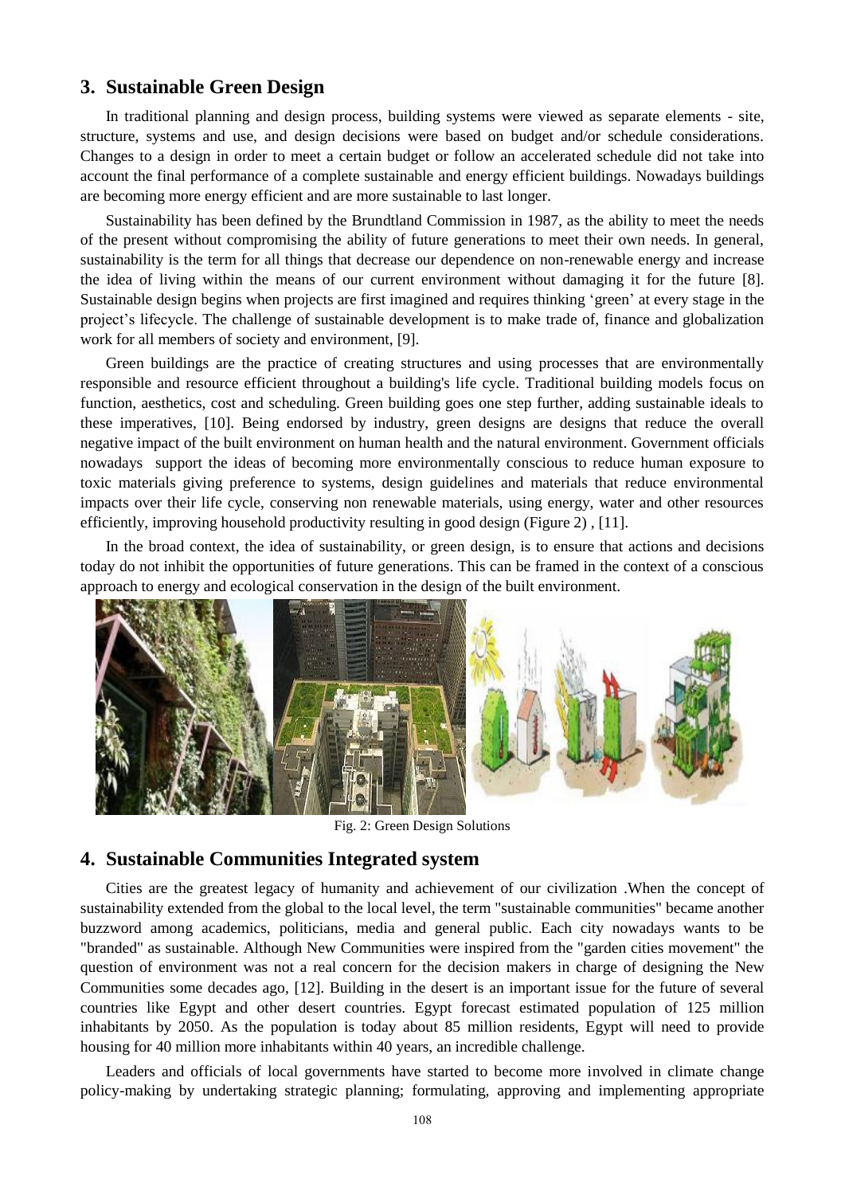## 3. Sustainable Green Design

In traditional planning and design process, building systems were viewed as separate elements - site, structure, systems and use, and design decisions were based on budget and/or schedule considerations. Changes to a design in order to meet a certain budget or follow an accelerated schedule did not take into account the final performance of a complete sustainable and energy efficient buildings. Nowadays buildings are becoming more energy efficient and are more sustainable to last longer.

Sustainability has been defined by the Brundtland Commission in 1987, as the ability to meet the needs of the present without compromising the ability of future generations to meet their own needs. In general, sustainability is the term for all things that decrease our dependence on non-renewable energy and increase the idea of living within the means of our current environment without damaging it for the future [8]. Sustainable design begins when projects are first imagined and requires thinking 'green' at every stage in the project's lifecycle. The challenge of sustainable development is to make trade of, finance and globalization work for all members of society and environment, [9].

Green buildings are the practice of creating structures and using processes that are environmentally responsible and resource efficient throughout a building's life cycle. Traditional building models focus on function, aesthetics, cost and scheduling. Green building goes one step further, adding sustainable ideals to these imperatives, [10]. Being endorsed by industry, green designs are designs that reduce the overall negative impact of the built environment on human health and the natural environment. Government officials nowadays support the ideas of becoming more environmentally conscious to reduce human exposure to toxic materials giving preference to systems, design guidelines and materials that reduce environmental impacts over their life cycle, conserving non renewable materials, using energy, water and other resources efficiently, improving household productivity resulting in good design (Figure 2) , [11].

In the broad context, the idea of sustainability, or green design, is to ensure that actions and decisions today do not inhibit the opportunities of future generations. This can be framed in the context of a conscious approach to energy and ecological conservation in the design of the built environment.

Fig. 2: Green Design Solutions

## 4. Sustainable Communities Integrated system

Cities are the greatest legacy of humanity and achievement of our civilization .When the concept of sustainability extended from the global to the local level, the term "sustainable communities" became another buzzword among academics, politicians, media and general public. Each city nowadays wants to be "branded" as sustainable. Although New Communities were inspired from the "garden cities movement" the question of environment was not a real concern for the decision makers in charge of designing the New Communities some decades ago, [12]. Building in the desert is an important issue for the future of several countries like Egypt and other desert countries. Egypt forecast estimated population of 125 million inhabitants by 2050. As the population is today about 85 million residents, Egypt will need to provide housing for 40 million more inhabitants within 40 years, an incredible challenge.

Leaders and officials of local governments have started to become more involved in climate change policy-making by undertaking strategic planning; formulating, approving and implementing appropriate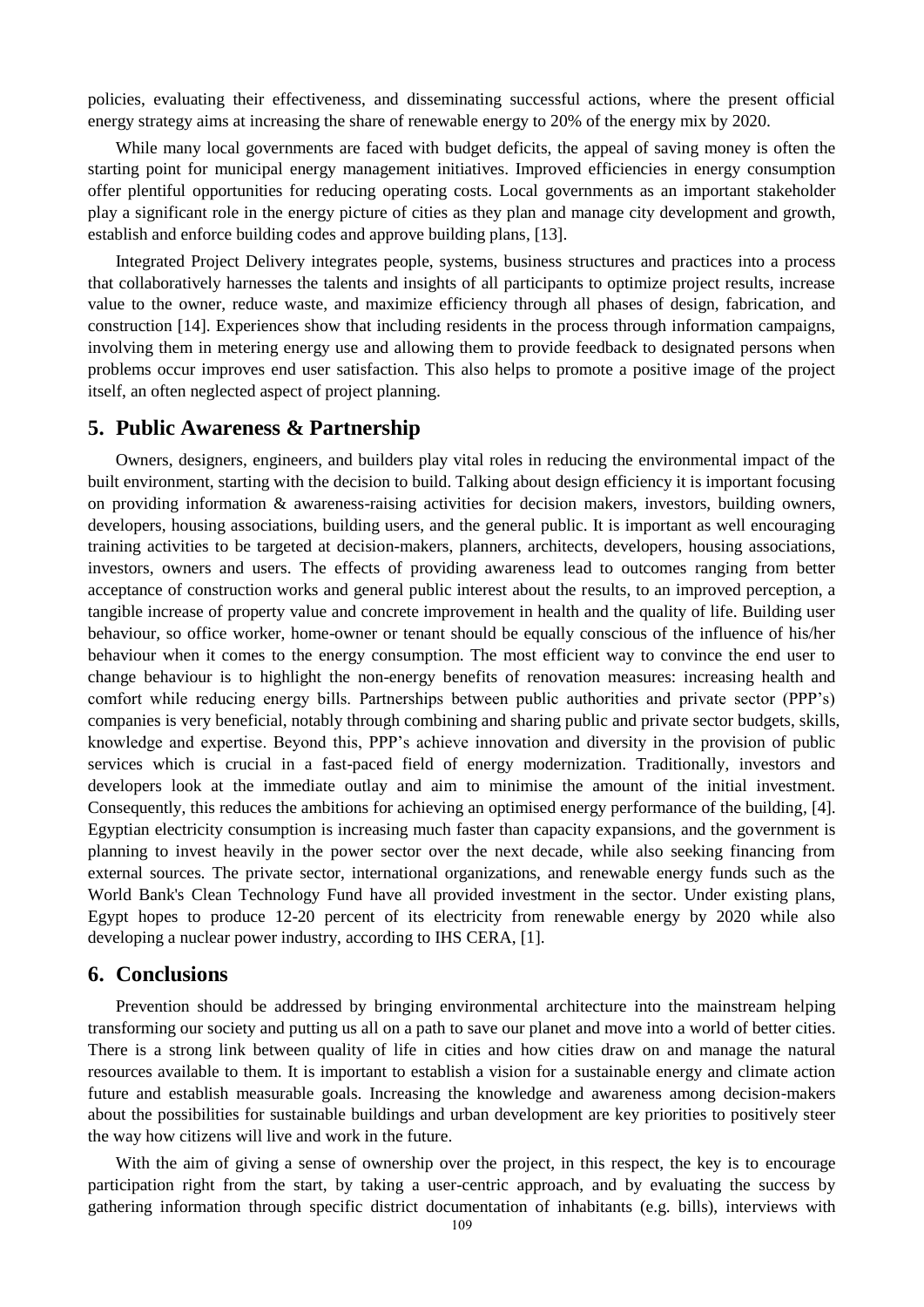policies, evaluating their effectiveness, and disseminating successful actions, where the present official energy strategy aims at increasing the share of renewable energy to 20% of the energy mix by 2020.

While many local governments are faced with budget deficits, the appeal of saving money is often the starting point for municipal energy management initiatives. Improved efficiencies in energy consumption offer plentiful opportunities for reducing operating costs. Local governments as an important stakeholder play a significant role in the energy picture of cities as they plan and manage city development and growth, establish and enforce building codes and approve building plans, [13].

Integrated Project Delivery integrates people, systems, business structures and practices into a process that collaboratively harnesses the talents and insights of all participants to optimize project results, increase value to the owner, reduce waste, and maximize efficiency through all phases of design, fabrication, and construction [14]. Experiences show that including residents in the process through information campaigns, involving them in metering energy use and allowing them to provide feedback to designated persons when problems occur improves end user satisfaction. This also helps to promote a positive image of the project itself, an often neglected aspect of project planning.

## 5. Public Awareness & Partnership

Owners, designers, engineers, and builders play vital roles in reducing the environmental impact of the built environment, starting with the decision to build. Talking about design efficiency it is important focusing on providing information & awareness-raising activities for decision makers, investors, building owners, developers, housing associations, building users, and the general public. It is important as well encouraging training activities to be targeted at decision-makers, planners, architects, developers, housing associations, investors, owners and users. The effects of providing awareness lead to outcomes ranging from better acceptance of construction works and general public interest about the results, to an improved perception, a tangible increase of property value and concrete improvement in health and the quality of life. Building user behaviour, so office worker, home-owner or tenant should be equally conscious of the influence of his/her behaviour when it comes to the energy consumption. The most efficient way to convince the end user to change behaviour is to highlight the non-energy benefits of renovation measures: increasing health and comfort while reducing energy bills. Partnerships between public authorities and private sector (PPP's) companies is very beneficial, notably through combining and sharing public and private sector budgets, skills, knowledge and expertise. Beyond this, PPP's achieve innovation and diversity in the provision of public services which is crucial in a fast-paced field of energy modernization. Traditionally, investors and developers look at the immediate outlay and aim to minimise the amount of the initial investment. Consequently, this reduces the ambitions for achieving an optimised energy performance of the building, [4]. Egyptian electricity consumption is increasing much faster than capacity expansions, and the government is planning to invest heavily in the power sector over the next decade, while also seeking financing from external sources. The private sector, international organizations, and renewable energy funds such as the World Bank's Clean Technology Fund have all provided investment in the sector. Under existing plans, Egypt hopes to produce 12-20 percent of its electricity from renewable energy by 2020 while also developing a nuclear power industry, according to IHS CERA, [1].

## 6. Conclusions

Prevention should be addressed by bringing environmental architecture into the mainstream helping transforming our society and putting us all on a path to save our planet and move into a world of better cities. There is a strong link between quality of life in cities and how cities draw on and manage the natural resources available to them. It is important to establish a vision for a sustainable energy and climate action future and establish measurable goals. Increasing the knowledge and awareness among decision-makers about the possibilities for sustainable buildings and urban development are key priorities to positively steer the way how citizens will live and work in the future.

With the aim of giving a sense of ownership over the project, in this respect, the key is to encourage participation right from the start, by taking a user-centric approach, and by evaluating the success by gathering information through specific district documentation of inhabitants (e.g. bills), interviews with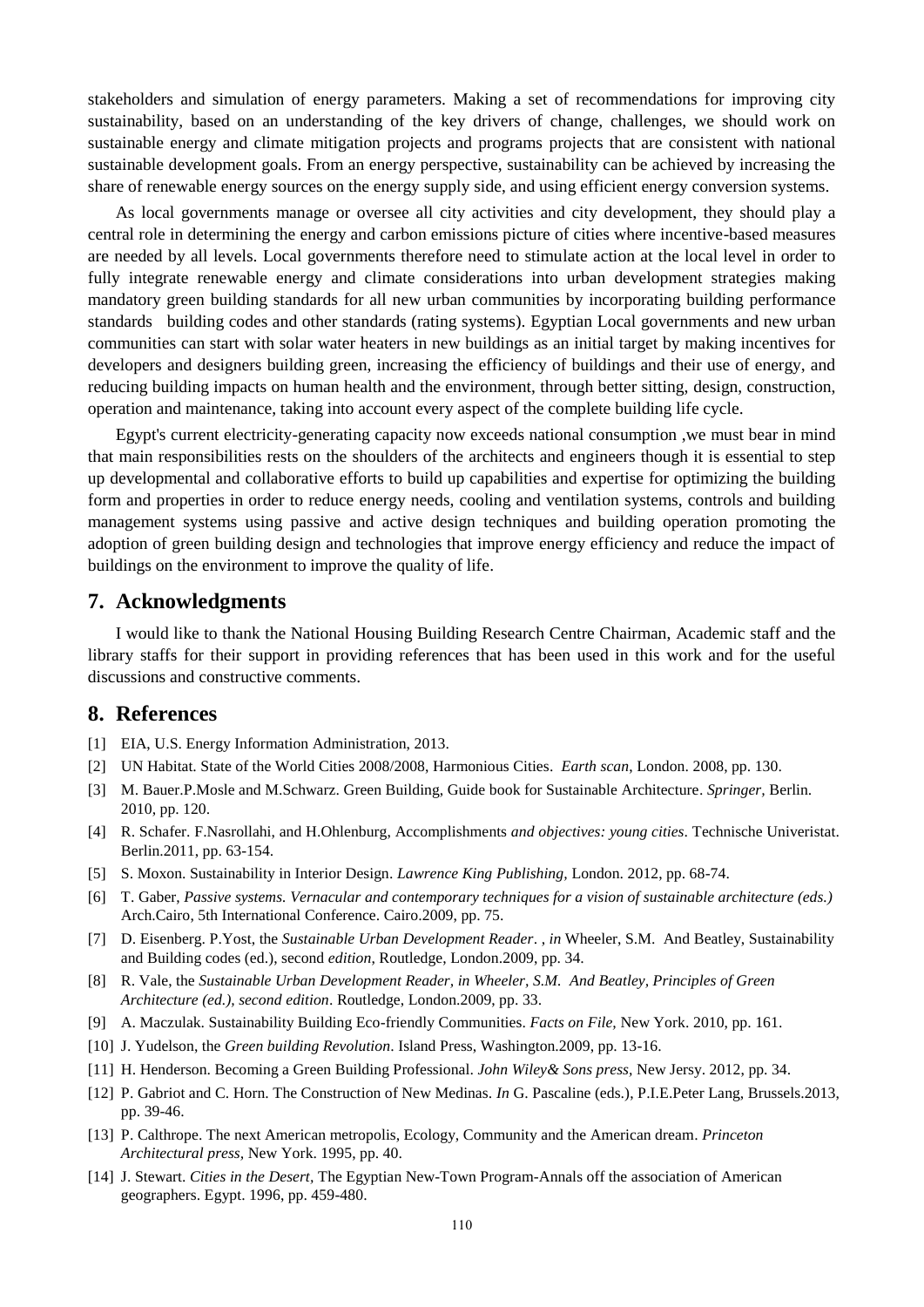stakeholders and simulation of energy parameters. Making a set of recommendations for improving city sustainability, based on an understanding of the key drivers of change, challenges, we should work on sustainable energy and climate mitigation projects and programs projects that are consistent with national sustainable development goals. From an energy perspective, sustainability can be achieved by increasing the share of renewable energy sources on the energy supply side, and using efficient energy conversion systems.

As local governments manage or oversee all city activities and city development, they should play a central role in determining the energy and carbon emissions picture of cities where incentive-based measures are needed by all levels. Local governments therefore need to stimulate action at the local level in order to fully integrate renewable energy and climate considerations into urban development strategies making mandatory green building standards for all new urban communities by incorporating building performance standards building codes and other standards (rating systems). Egyptian Local governments and new urban communities can start with solar water heaters in new buildings as an initial target by making incentives for developers and designers building green, increasing the efficiency of buildings and their use of energy, and reducing building impacts on human health and the environment, through better sitting, design, construction, operation and maintenance, taking into account every aspect of the complete building life cycle.

Egypt's current electricity-generating capacity now exceeds national consumption ,we must bear in mind that main responsibilities rests on the shoulders of the architects and engineers though it is essential to step up developmental and collaborative efforts to build up capabilities and expertise for optimizing the building form and properties in order to reduce energy needs, cooling and ventilation systems, controls and building management systems using passive and active design techniques and building operation promoting the adoption of green building design and technologies that improve energy efficiency and reduce the impact of buildings on the environment to improve the quality of life.

## 7. Acknowledgments

I would like to thank the National Housing Building Research Centre Chairman, Academic staff and the library staffs for their support in providing references that has been used in this work and for the useful discussions and constructive comments.

## 8. References

[1] EIA, U.S. Energy Information Administration, 2013.

[2] UN Habitat. State of the World Cities 2008/2008, Harmonious Cities. *Earth scan*, London. 2008, pp. 130.

[3] M. Bauer.P.Mosle and M.Schwarz. Green Building, Guide book for Sustainable Architecture. *Springer*, Berlin. 2010, pp. 120.

[4] R. Schafer. F.Nasrollahi, and H.Ohlenburg, Accomplishments *and objectives: young cities*. Technische Univeristat. Berlin.2011, pp. 63-154.

[5] S. Moxon. Sustainability in Interior Design. *Lawrence King Publishing*, London. 2012, pp. 68-74.

[6] T. Gaber, *Passive systems. Vernacular and contemporary techniques for a vision of sustainable architecture (eds.)* Arch.Cairo, 5th International Conference. Cairo.2009, pp. 75.

[7] D. Eisenberg. P.Yost, the *Sustainable Urban Development Reader*. *, in* Wheeler, S.M. And Beatley, Sustainability and Building codes (ed.), second *edition*, Routledge, London.2009, pp. 34.

[8] R. Vale, the *Sustainable Urban Development Reader, in Wheeler, S.M. And Beatley, Principles of Green Architecture (ed.), second edition*. Routledge, London.2009, pp. 33.

[9] A. Maczulak. Sustainability Building Eco-friendly Communities. *Facts on File*, New York. 2010, pp. 161.

[10] J. Yudelson, the *Green building Revolution*. Island Press, Washington.2009, pp. 13-16.

[11] H. Henderson. Becoming a Green Building Professional. *John Wiley& Sons press*, New Jersy. 2012, pp. 34.

[12] P. Gabriot and C. Horn. The Construction of New Medinas. *In* G. Pascaline (eds.), P.I.E.Peter Lang, Brussels.2013, pp. 39-46.

[13] P. Calthrope. The next American metropolis, Ecology, Community and the American dream. *Princeton Architectural press*, New York. 1995, pp. 40.

[14] J. Stewart. *Cities in the Desert*, The Egyptian New-Town Program-Annals off the association of American geographers. Egypt. 1996, pp. 459-480.